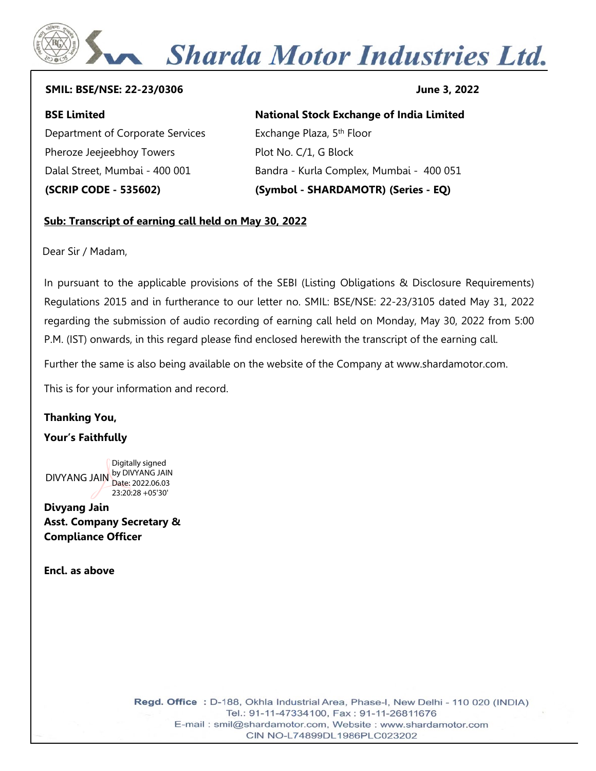# Sharda Motor Industries Ltd.

**SMIL: BSE/NSE: 22-23/0306** **June 3, 2022**

**BSE Limited**
Department of Corporate Services
Pheroze Jeejeebhoy Towers
Dalal Street, Mumbai - 400 001
**(SCRIP CODE - 535602)**

**National Stock Exchange of India Limited**
Exchange Plaza, 5th Floor
Plot No. C/1, G Block
Bandra - Kurla Complex, Mumbai - 400 051
**(Symbol - SHARDAMOTR) (Series - EQ)**

**Sub: Transcript of earning call held on May 30, 2022**

Dear Sir / Madam,

In pursuant to the applicable provisions of the SEBI (Listing Obligations & Disclosure Requirements) Regulations 2015 and in furtherance to our letter no. SMIL: BSE/NSE: 22-23/3105 dated May 31, 2022 regarding the submission of audio recording of earning call held on Monday, May 30, 2022 from 5:00 P.M. (IST) onwards, in this regard please find enclosed herewith the transcript of the earning call.

Further the same is also being available on the website of the Company at www.shardamotor.com.

This is for your information and record.

**Thanking You,**

**Your's Faithfully**

DIVYANG JAIN Digitally signed by DIVYANG JAIN Date: 2022.06.03 23:20:28 +05'30'

**Divyang Jain**
**Asst. Company Secretary &**
**Compliance Officer**

**Encl. as above**

**Regd. Office** : D-188, Okhla Industrial Area, Phase-I, New Delhi - 110 020 (INDIA)
Tel.: 91-11-47334100, Fax : 91-11-26811676
E-mail : smil@shardamotor.com, Website : www.shardamotor.com
CIN NO-L74899DL1986PLC023202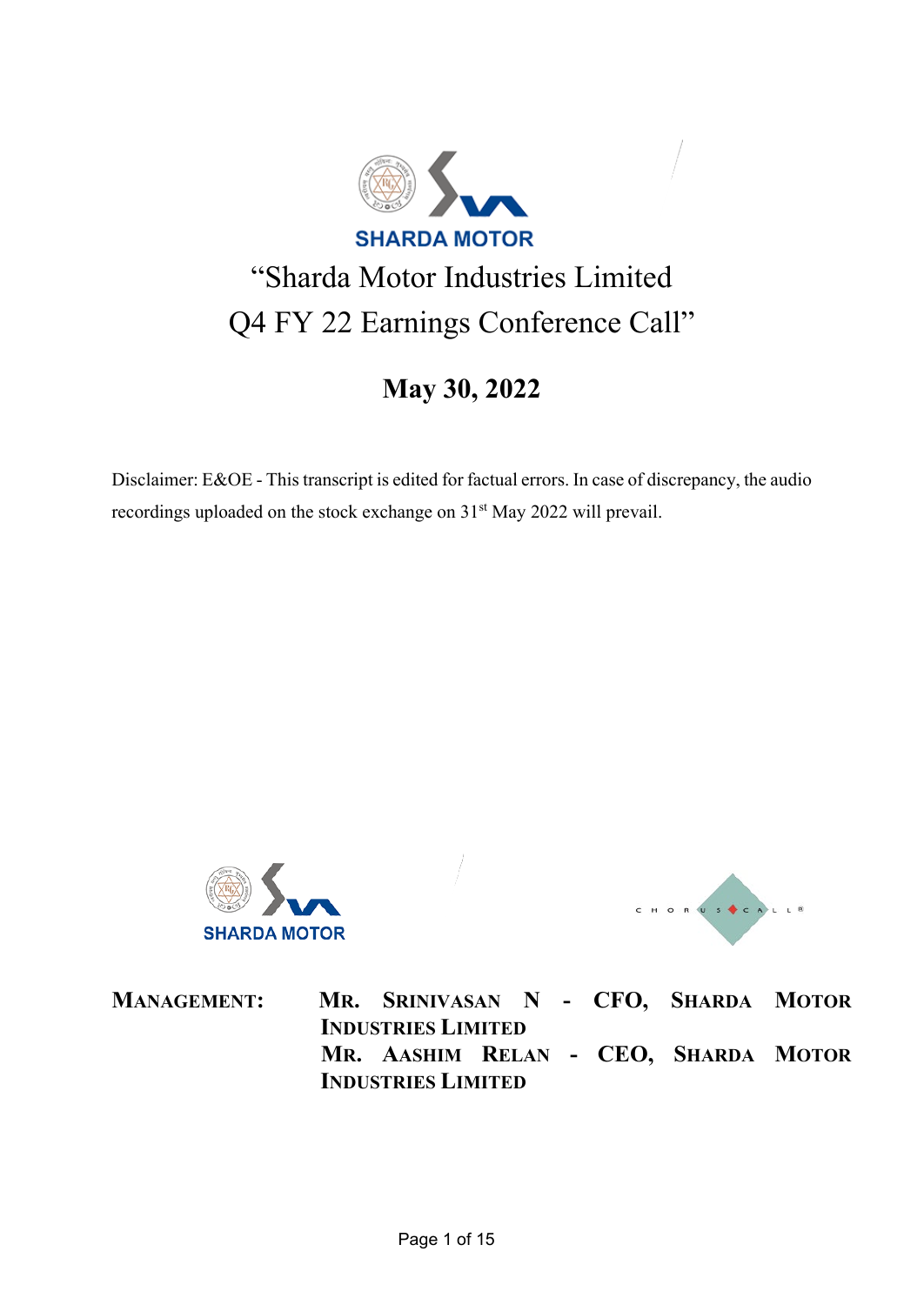# "Sharda Motor Industries Limited Q4 FY 22 Earnings Conference Call"

## May 30, 2022

Disclaimer: E&OE - This transcript is edited for factual errors. In case of discrepancy, the audio recordings uploaded on the stock exchange on 31st May 2022 will prevail.

**MANAGEMENT:** MR. SRINIVASAN N - CFO, SHARDA MOTOR INDUSTRIES LIMITED
MR. AASHIM RELAN - CEO, SHARDA MOTOR INDUSTRIES LIMITED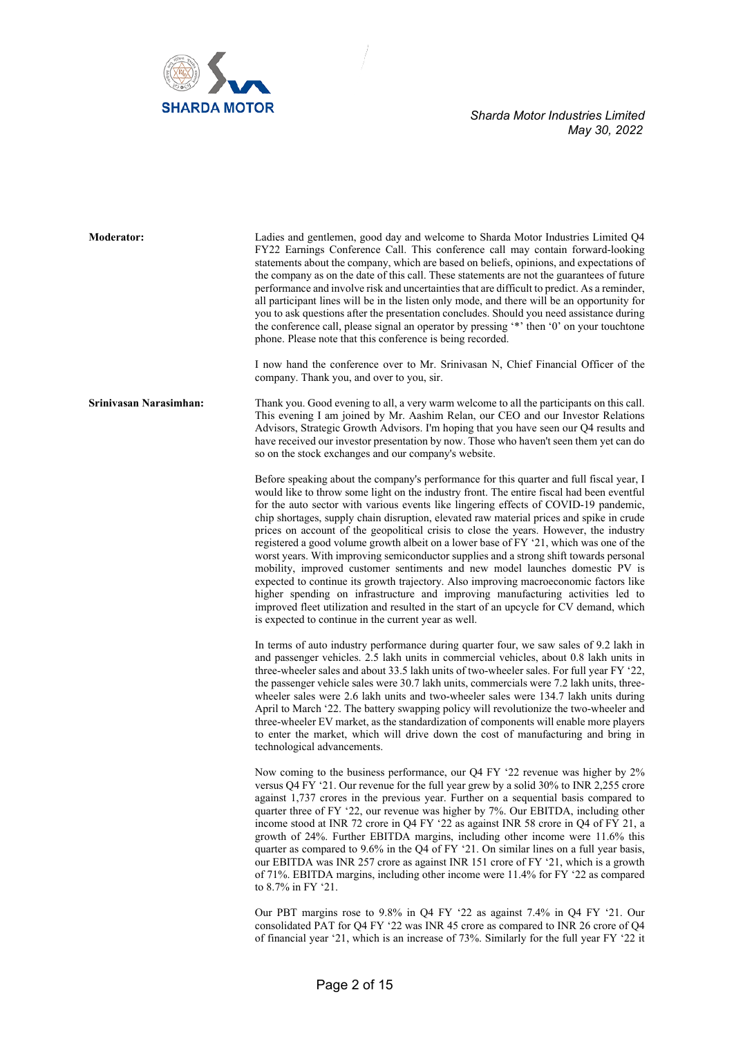**Moderator:** Ladies and gentlemen, good day and welcome to Sharda Motor Industries Limited Q4 FY22 Earnings Conference Call. This conference call may contain forward-looking statements about the company, which are based on beliefs, opinions, and expectations of the company as on the date of this call. These statements are not the guarantees of future performance and involve risk and uncertainties that are difficult to predict. As a reminder, all participant lines will be in the listen only mode, and there will be an opportunity for you to ask questions after the presentation concludes. Should you need assistance during the conference call, please signal an operator by pressing '*' then '0' on your touchtone phone. Please note that this conference is being recorded.

I now hand the conference over to Mr. Srinivasan N, Chief Financial Officer of the company. Thank you, and over to you, sir.

**Srinivasan Narasimhan:** Thank you. Good evening to all, a very warm welcome to all the participants on this call. This evening I am joined by Mr. Aashim Relan, our CEO and our Investor Relations Advisors, Strategic Growth Advisors. I'm hoping that you have seen our Q4 results and have received our investor presentation by now. Those who haven't seen them yet can do so on the stock exchanges and our company's website.

Before speaking about the company's performance for this quarter and full fiscal year, I would like to throw some light on the industry front. The entire fiscal had been eventful for the auto sector with various events like lingering effects of COVID-19 pandemic, chip shortages, supply chain disruption, elevated raw material prices and spike in crude prices on account of the geopolitical crisis to close the years. However, the industry registered a good volume growth albeit on a lower base of FY '21, which was one of the worst years. With improving semiconductor supplies and a strong shift towards personal mobility, improved customer sentiments and new model launches domestic PV is expected to continue its growth trajectory. Also improving macroeconomic factors like higher spending on infrastructure and improving manufacturing activities led to improved fleet utilization and resulted in the start of an upcycle for CV demand, which is expected to continue in the current year as well.

In terms of auto industry performance during quarter four, we saw sales of 9.2 lakh in and passenger vehicles. 2.5 lakh units in commercial vehicles, about 0.8 lakh units in three-wheeler sales and about 33.5 lakh units of two-wheeler sales. For full year FY '22, the passenger vehicle sales were 30.7 lakh units, commercials were 7.2 lakh units, three-wheeler sales were 2.6 lakh units and two-wheeler sales were 134.7 lakh units during April to March '22. The battery swapping policy will revolutionize the two-wheeler and three-wheeler EV market, as the standardization of components will enable more players to enter the market, which will drive down the cost of manufacturing and bring in technological advancements.

Now coming to the business performance, our Q4 FY '22 revenue was higher by 2% versus Q4 FY '21. Our revenue for the full year grew by a solid 30% to INR 2,255 crore against 1,737 crores in the previous year. Further on a sequential basis compared to quarter three of FY '22, our revenue was higher by 7%. Our EBITDA, including other income stood at INR 72 crore in Q4 FY '22 as against INR 58 crore in Q4 of FY 21, a growth of 24%. Further EBITDA margins, including other income were 11.6% this quarter as compared to 9.6% in the Q4 of FY '21. On similar lines on a full year basis, our EBITDA was INR 257 crore as against INR 151 crore of FY '21, which is a growth of 71%. EBITDA margins, including other income were 11.4% for FY '22 as compared to 8.7% in FY '21.

Our PBT margins rose to 9.8% in Q4 FY '22 as against 7.4% in Q4 FY '21. Our consolidated PAT for Q4 FY '22 was INR 45 crore as compared to INR 26 crore of Q4 of financial year '21, which is an increase of 73%. Similarly for the full year FY '22 it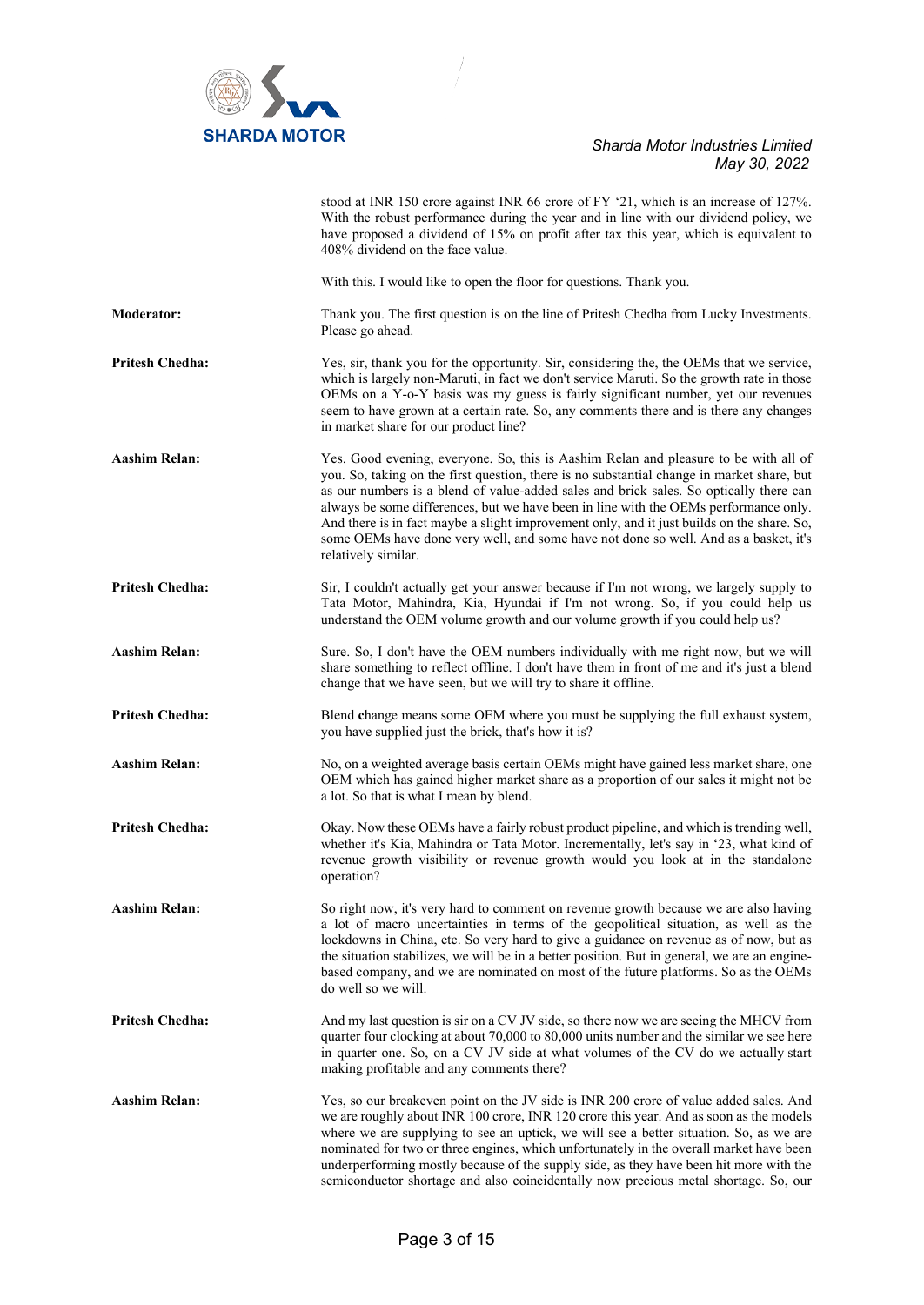stood at INR 150 crore against INR 66 crore of FY '21, which is an increase of 127%. With the robust performance during the year and in line with our dividend policy, we have proposed a dividend of 15% on profit after tax this year, which is equivalent to 408% dividend on the face value.

With this. I would like to open the floor for questions. Thank you.

**Moderator:** Thank you. The first question is on the line of Pritesh Chedha from Lucky Investments. Please go ahead.

**Pritesh Chedha:** Yes, sir, thank you for the opportunity. Sir, considering the, the OEMs that we service, which is largely non-Maruti, in fact we don't service Maruti. So the growth rate in those OEMs on a Y-o-Y basis was my guess is fairly significant number, yet our revenues seem to have grown at a certain rate. So, any comments there and is there any changes in market share for our product line?

**Aashim Relan:** Yes. Good evening, everyone. So, this is Aashim Relan and pleasure to be with all of you. So, taking on the first question, there is no substantial change in market share, but as our numbers is a blend of value-added sales and brick sales. So optically there can always be some differences, but we have been in line with the OEMs performance only. And there is in fact maybe a slight improvement only, and it just builds on the share. So, some OEMs have done very well, and some have not done so well. And as a basket, it's relatively similar.

**Pritesh Chedha:** Sir, I couldn't actually get your answer because if I'm not wrong, we largely supply to Tata Motor, Mahindra, Kia, Hyundai if I'm not wrong. So, if you could help us understand the OEM volume growth and our volume growth if you could help us?

**Aashim Relan:** Sure. So, I don't have the OEM numbers individually with me right now, but we will share something to reflect offline. I don't have them in front of me and it's just a blend change that we have seen, but we will try to share it offline.

**Pritesh Chedha:** Blend change means some OEM where you must be supplying the full exhaust system, you have supplied just the brick, that's how it is?

**Aashim Relan:** No, on a weighted average basis certain OEMs might have gained less market share, one OEM which has gained higher market share as a proportion of our sales it might not be a lot. So that is what I mean by blend.

**Pritesh Chedha:** Okay. Now these OEMs have a fairly robust product pipeline, and which is trending well, whether it's Kia, Mahindra or Tata Motor. Incrementally, let's say in '23, what kind of revenue growth visibility or revenue growth would you look at in the standalone operation?

**Aashim Relan:** So right now, it's very hard to comment on revenue growth because we are also having a lot of macro uncertainties in terms of the geopolitical situation, as well as the lockdowns in China, etc. So very hard to give a guidance on revenue as of now, but as the situation stabilizes, we will be in a better position. But in general, we are an engine-based company, and we are nominated on most of the future platforms. So as the OEMs do well so we will.

**Pritesh Chedha:** And my last question is sir on a CV JV side, so there now we are seeing the MHCV from quarter four clocking at about 70,000 to 80,000 units number and the similar we see here in quarter one. So, on a CV JV side at what volumes of the CV do we actually start making profitable and any comments there?

**Aashim Relan:** Yes, so our breakeven point on the JV side is INR 200 crore of value added sales. And we are roughly about INR 100 crore, INR 120 crore this year. And as soon as the models where we are supplying to see an uptick, we will see a better situation. So, as we are nominated for two or three engines, which unfortunately in the overall market have been underperforming mostly because of the supply side, as they have been hit more with the semiconductor shortage and also coincidentally now precious metal shortage. So, our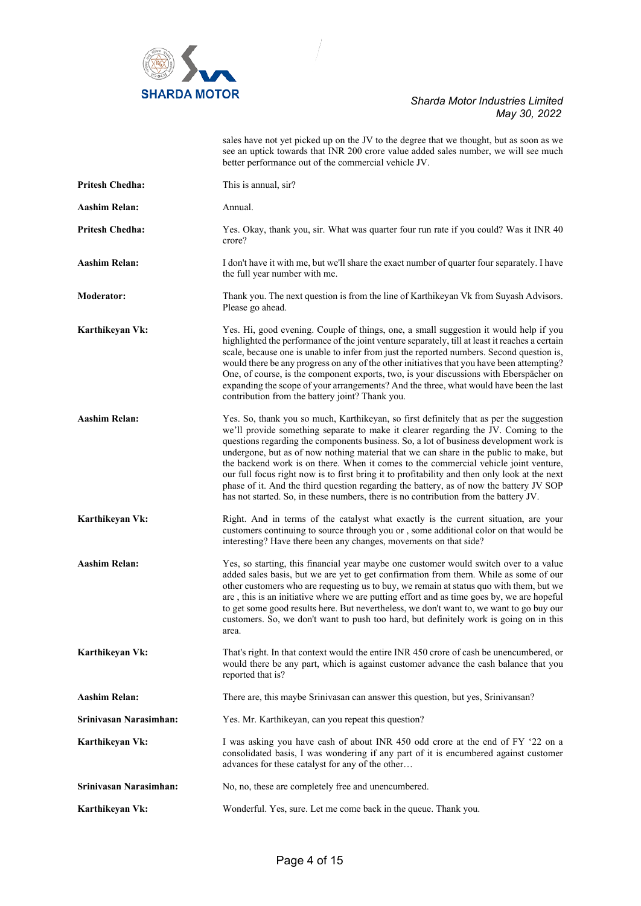sales have not yet picked up on the JV to the degree that we thought, but as soon as we see an uptick towards that INR 200 crore value added sales number, we will see much better performance out of the commercial vehicle JV.

**Pritesh Chedha:** This is annual, sir?

**Aashim Relan:** Annual.

**Pritesh Chedha:** Yes. Okay, thank you, sir. What was quarter four run rate if you could? Was it INR 40 crore?

**Aashim Relan:** I don't have it with me, but we'll share the exact number of quarter four separately. I have the full year number with me.

**Moderator:** Thank you. The next question is from the line of Karthikeyan Vk from Suyash Advisors. Please go ahead.

**Karthikeyan Vk:** Yes. Hi, good evening. Couple of things, one, a small suggestion it would help if you highlighted the performance of the joint venture separately, till at least it reaches a certain scale, because one is unable to infer from just the reported numbers. Second question is, would there be any progress on any of the other initiatives that you have been attempting? One, of course, is the component exports, two, is your discussions with Eberspächer on expanding the scope of your arrangements? And the three, what would have been the last contribution from the battery joint? Thank you.

**Aashim Relan:** Yes. So, thank you so much, Karthikeyan, so first definitely that as per the suggestion we'll provide something separate to make it clearer regarding the JV. Coming to the questions regarding the components business. So, a lot of business development work is undergone, but as of now nothing material that we can share in the public to make, but the backend work is on there. When it comes to the commercial vehicle joint venture, our full focus right now is to first bring it to profitability and then only look at the next phase of it. And the third question regarding the battery, as of now the battery JV SOP has not started. So, in these numbers, there is no contribution from the battery JV.

**Karthikeyan Vk:** Right. And in terms of the catalyst what exactly is the current situation, are your customers continuing to source through you or , some additional color on that would be interesting? Have there been any changes, movements on that side?

**Aashim Relan:** Yes, so starting, this financial year maybe one customer would switch over to a value added sales basis, but we are yet to get confirmation from them. While as some of our other customers who are requesting us to buy, we remain at status quo with them, but we are , this is an initiative where we are putting effort and as time goes by, we are hopeful to get some good results here. But nevertheless, we don't want to, we want to go buy our customers. So, we don't want to push too hard, but definitely work is going on in this area.

**Karthikeyan Vk:** That's right. In that context would the entire INR 450 crore of cash be unencumbered, or would there be any part, which is against customer advance the cash balance that you reported that is?

**Aashim Relan:** There are, this maybe Srinivasan can answer this question, but yes, Srinivansan?

**Srinivasan Narasimhan:** Yes. Mr. Karthikeyan, can you repeat this question?

**Karthikeyan Vk:** I was asking you have cash of about INR 450 odd crore at the end of FY '22 on a consolidated basis, I was wondering if any part of it is encumbered against customer advances for these catalyst for any of the other…

**Srinivasan Narasimhan:** No, no, these are completely free and unencumbered.

**Karthikeyan Vk:** Wonderful. Yes, sure. Let me come back in the queue. Thank you.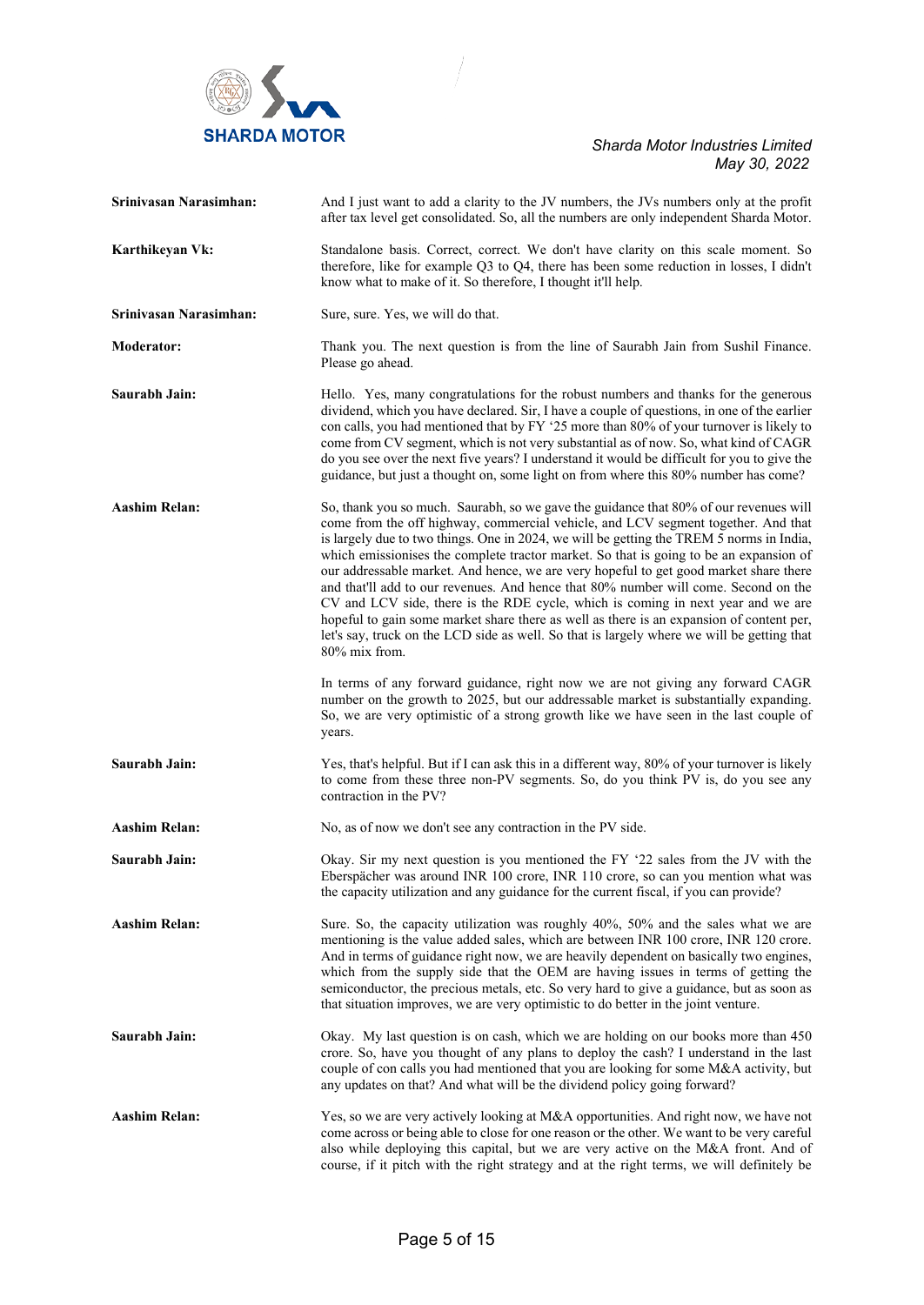**Srinivasan Narasimhan:** And I just want to add a clarity to the JV numbers, the JVs numbers only at the profit after tax level get consolidated. So, all the numbers are only independent Sharda Motor.

**Karthikeyan Vk:** Standalone basis. Correct, correct. We don't have clarity on this scale moment. So therefore, like for example Q3 to Q4, there has been some reduction in losses, I didn't know what to make of it. So therefore, I thought it'll help.

**Srinivasan Narasimhan:** Sure, sure. Yes, we will do that.

**Moderator:** Thank you. The next question is from the line of Saurabh Jain from Sushil Finance. Please go ahead.

**Saurabh Jain:** Hello. Yes, many congratulations for the robust numbers and thanks for the generous dividend, which you have declared. Sir, I have a couple of questions, in one of the earlier con calls, you had mentioned that by FY '25 more than 80% of your turnover is likely to come from CV segment, which is not very substantial as of now. So, what kind of CAGR do you see over the next five years? I understand it would be difficult for you to give the guidance, but just a thought on, some light on from where this 80% number has come?

**Aashim Relan:** So, thank you so much. Saurabh, so we gave the guidance that 80% of our revenues will come from the off highway, commercial vehicle, and LCV segment together. And that is largely due to two things. One in 2024, we will be getting the TREM 5 norms in India, which emissionises the complete tractor market. So that is going to be an expansion of our addressable market. And hence, we are very hopeful to get good market share there and that'll add to our revenues. And hence that 80% number will come. Second on the CV and LCV side, there is the RDE cycle, which is coming in next year and we are hopeful to gain some market share there as well as there is an expansion of content per, let's say, truck on the LCD side as well. So that is largely where we will be getting that 80% mix from.

In terms of any forward guidance, right now we are not giving any forward CAGR number on the growth to 2025, but our addressable market is substantially expanding. So, we are very optimistic of a strong growth like we have seen in the last couple of years.

**Saurabh Jain:** Yes, that's helpful. But if I can ask this in a different way, 80% of your turnover is likely to come from these three non-PV segments. So, do you think PV is, do you see any contraction in the PV?

**Aashim Relan:** No, as of now we don't see any contraction in the PV side.

**Saurabh Jain:** Okay. Sir my next question is you mentioned the FY '22 sales from the JV with the Eberspächer was around INR 100 crore, INR 110 crore, so can you mention what was the capacity utilization and any guidance for the current fiscal, if you can provide?

**Aashim Relan:** Sure. So, the capacity utilization was roughly 40%, 50% and the sales what we are mentioning is the value added sales, which are between INR 100 crore, INR 120 crore. And in terms of guidance right now, we are heavily dependent on basically two engines, which from the supply side that the OEM are having issues in terms of getting the semiconductor, the precious metals, etc. So very hard to give a guidance, but as soon as that situation improves, we are very optimistic to do better in the joint venture.

**Saurabh Jain:** Okay. My last question is on cash, which we are holding on our books more than 450 crore. So, have you thought of any plans to deploy the cash? I understand in the last couple of con calls you had mentioned that you are looking for some M&A activity, but any updates on that? And what will be the dividend policy going forward?

**Aashim Relan:** Yes, so we are very actively looking at M&A opportunities. And right now, we have not come across or being able to close for one reason or the other. We want to be very careful also while deploying this capital, but we are very active on the M&A front. And of course, if it pitch with the right strategy and at the right terms, we will definitely be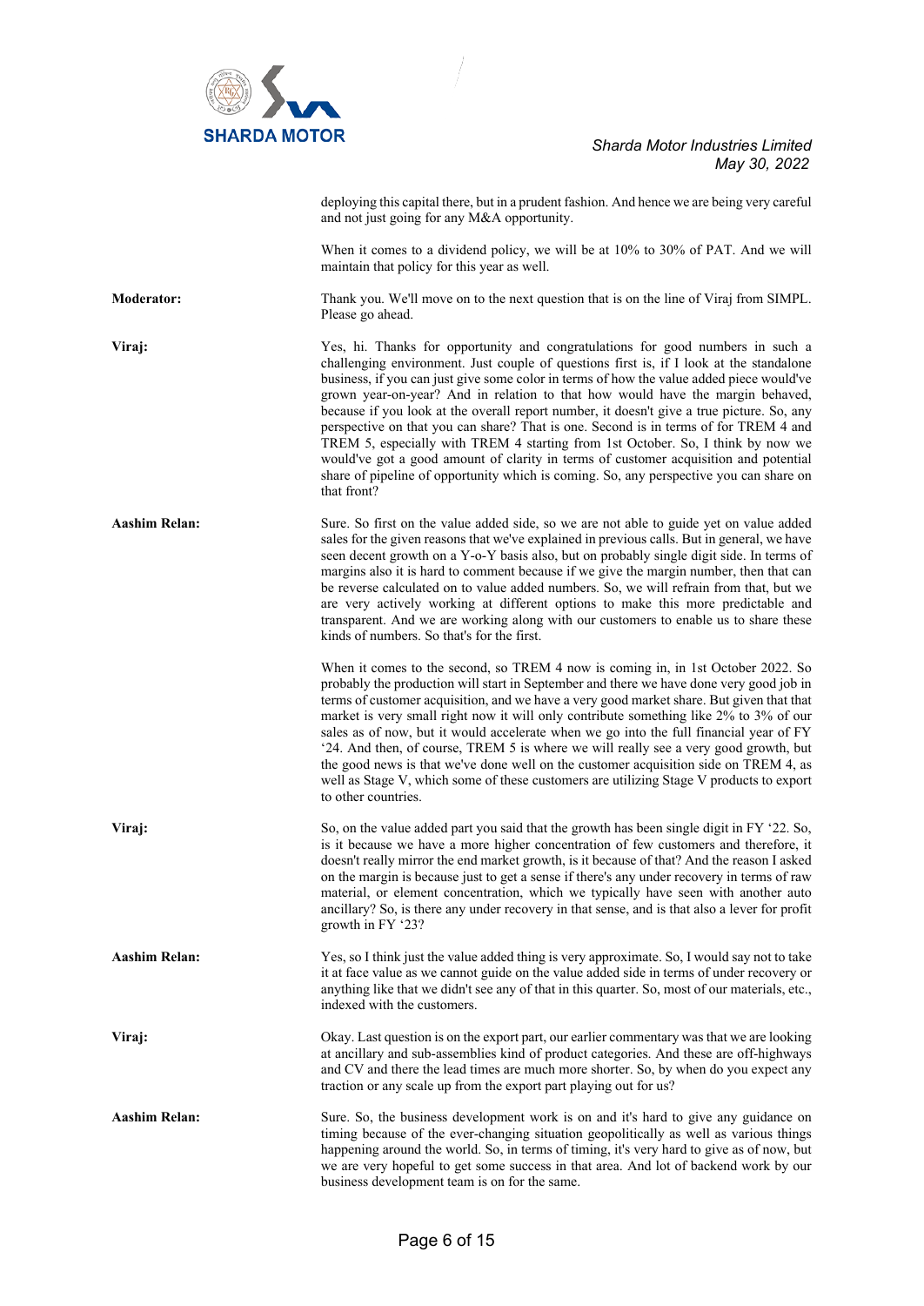deploying this capital there, but in a prudent fashion. And hence we are being very careful and not just going for any M&A opportunity.

When it comes to a dividend policy, we will be at 10% to 30% of PAT. And we will maintain that policy for this year as well.

**Moderator:** Thank you. We'll move on to the next question that is on the line of Viraj from SIMPL. Please go ahead.

**Viraj:** Yes, hi. Thanks for opportunity and congratulations for good numbers in such a challenging environment. Just couple of questions first is, if I look at the standalone business, if you can just give some color in terms of how the value added piece would've grown year-on-year? And in relation to that how would have the margin behaved, because if you look at the overall report number, it doesn't give a true picture. So, any perspective on that you can share? That is one. Second is in terms of for TREM 4 and TREM 5, especially with TREM 4 starting from 1st October. So, I think by now we would've got a good amount of clarity in terms of customer acquisition and potential share of pipeline of opportunity which is coming. So, any perspective you can share on that front?

**Aashim Relan:** Sure. So first on the value added side, so we are not able to guide yet on value added sales for the given reasons that we've explained in previous calls. But in general, we have seen decent growth on a Y-o-Y basis also, but on probably single digit side. In terms of margins also it is hard to comment because if we give the margin number, then that can be reverse calculated on to value added numbers. So, we will refrain from that, but we are very actively working at different options to make this more predictable and transparent. And we are working along with our customers to enable us to share these kinds of numbers. So that's for the first.

When it comes to the second, so TREM 4 now is coming in, in 1st October 2022. So probably the production will start in September and there we have done very good job in terms of customer acquisition, and we have a very good market share. But given that that market is very small right now it will only contribute something like 2% to 3% of our sales as of now, but it would accelerate when we go into the full financial year of FY '24. And then, of course, TREM 5 is where we will really see a very good growth, but the good news is that we've done well on the customer acquisition side on TREM 4, as well as Stage V, which some of these customers are utilizing Stage V products to export to other countries.

**Viraj:** So, on the value added part you said that the growth has been single digit in FY '22. So, is it because we have a more higher concentration of few customers and therefore, it doesn't really mirror the end market growth, is it because of that? And the reason I asked on the margin is because just to get a sense if there's any under recovery in terms of raw material, or element concentration, which we typically have seen with another auto ancillary? So, is there any under recovery in that sense, and is that also a lever for profit growth in FY '23?

**Aashim Relan:** Yes, so I think just the value added thing is very approximate. So, I would say not to take it at face value as we cannot guide on the value added side in terms of under recovery or anything like that we didn't see any of that in this quarter. So, most of our materials, etc., indexed with the customers.

**Viraj:** Okay. Last question is on the export part, our earlier commentary was that we are looking at ancillary and sub-assemblies kind of product categories. And these are off-highways and CV and there the lead times are much more shorter. So, by when do you expect any traction or any scale up from the export part playing out for us?

**Aashim Relan:** Sure. So, the business development work is on and it's hard to give any guidance on timing because of the ever-changing situation geopolitically as well as various things happening around the world. So, in terms of timing, it's very hard to give as of now, but we are very hopeful to get some success in that area. And lot of backend work by our business development team is on for the same.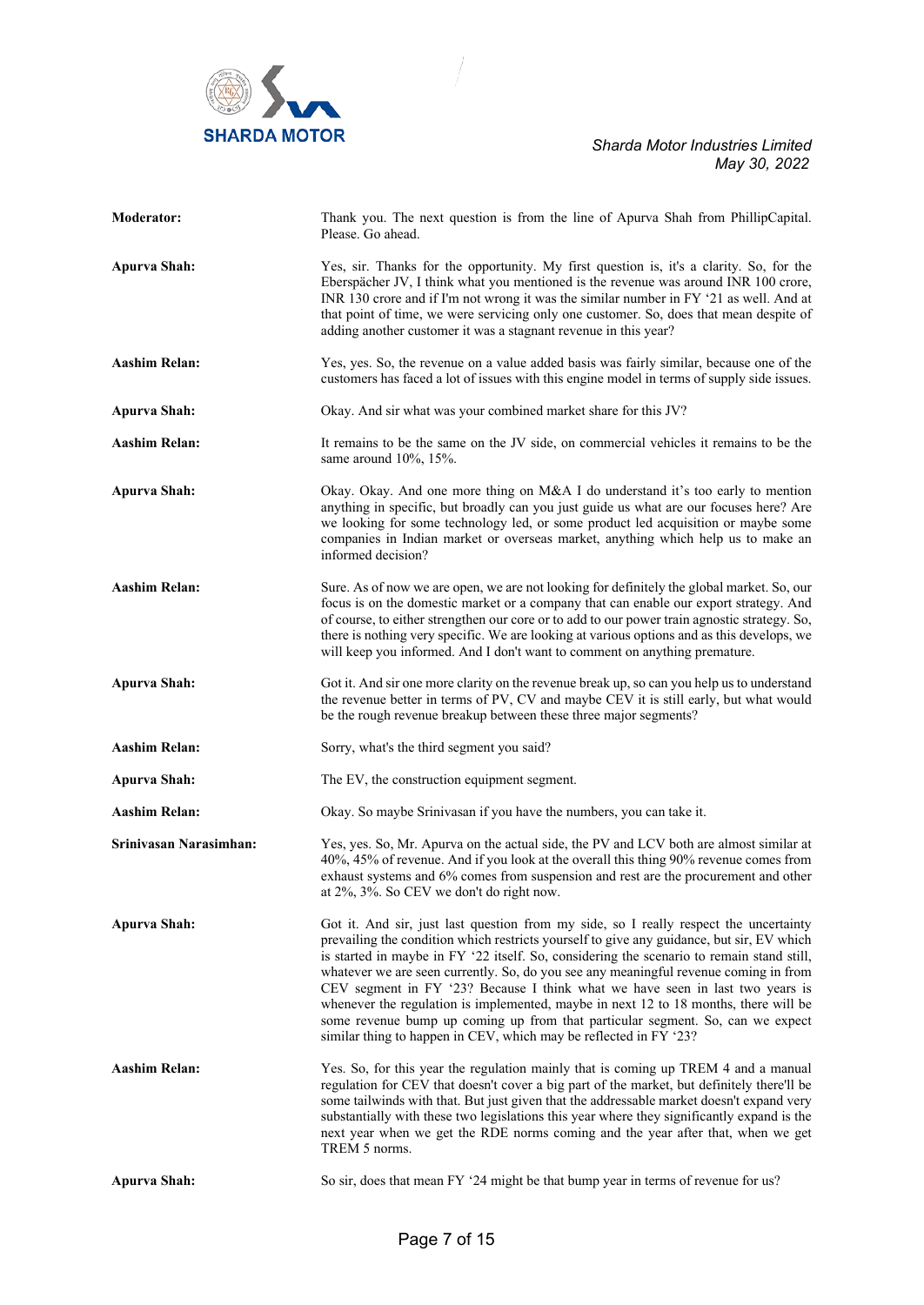**Moderator:** Thank you. The next question is from the line of Apurva Shah from PhillipCapital. Please. Go ahead.

**Apurva Shah:** Yes, sir. Thanks for the opportunity. My first question is, it's a clarity. So, for the Eberspächer JV, I think what you mentioned is the revenue was around INR 100 crore, INR 130 crore and if I'm not wrong it was the similar number in FY '21 as well. And at that point of time, we were servicing only one customer. So, does that mean despite of adding another customer it was a stagnant revenue in this year?

**Aashim Relan:** Yes, yes. So, the revenue on a value added basis was fairly similar, because one of the customers has faced a lot of issues with this engine model in terms of supply side issues.

**Apurva Shah:** Okay. And sir what was your combined market share for this JV?

**Aashim Relan:** It remains to be the same on the JV side, on commercial vehicles it remains to be the same around 10%, 15%.

**Apurva Shah:** Okay. Okay. And one more thing on M&A I do understand it's too early to mention anything in specific, but broadly can you just guide us what are our focuses here? Are we looking for some technology led, or some product led acquisition or maybe some companies in Indian market or overseas market, anything which help us to make an informed decision?

**Aashim Relan:** Sure. As of now we are open, we are not looking for definitely the global market. So, our focus is on the domestic market or a company that can enable our export strategy. And of course, to either strengthen our core or to add to our power train agnostic strategy. So, there is nothing very specific. We are looking at various options and as this develops, we will keep you informed. And I don't want to comment on anything premature.

**Apurva Shah:** Got it. And sir one more clarity on the revenue break up, so can you help us to understand the revenue better in terms of PV, CV and maybe CEV it is still early, but what would be the rough revenue breakup between these three major segments?

**Aashim Relan:** Sorry, what's the third segment you said?

**Apurva Shah:** The EV, the construction equipment segment.

**Aashim Relan:** Okay. So maybe Srinivasan if you have the numbers, you can take it.

**Srinivasan Narasimhan:** Yes, yes. So, Mr. Apurva on the actual side, the PV and LCV both are almost similar at 40%, 45% of revenue. And if you look at the overall this thing 90% revenue comes from exhaust systems and 6% comes from suspension and rest are the procurement and other at 2%, 3%. So CEV we don't do right now.

**Apurva Shah:** Got it. And sir, just last question from my side, so I really respect the uncertainty prevailing the condition which restricts yourself to give any guidance, but sir, EV which is started in maybe in FY '22 itself. So, considering the scenario to remain stand still, whatever we are seen currently. So, do you see any meaningful revenue coming in from CEV segment in FY '23? Because I think what we have seen in last two years is whenever the regulation is implemented, maybe in next 12 to 18 months, there will be some revenue bump up coming up from that particular segment. So, can we expect similar thing to happen in CEV, which may be reflected in FY '23?

**Aashim Relan:** Yes. So, for this year the regulation mainly that is coming up TREM 4 and a manual regulation for CEV that doesn't cover a big part of the market, but definitely there'll be some tailwinds with that. But just given that the addressable market doesn't expand very substantially with these two legislations this year where they significantly expand is the next year when we get the RDE norms coming and the year after that, when we get TREM 5 norms.

**Apurva Shah:** So sir, does that mean FY '24 might be that bump year in terms of revenue for us?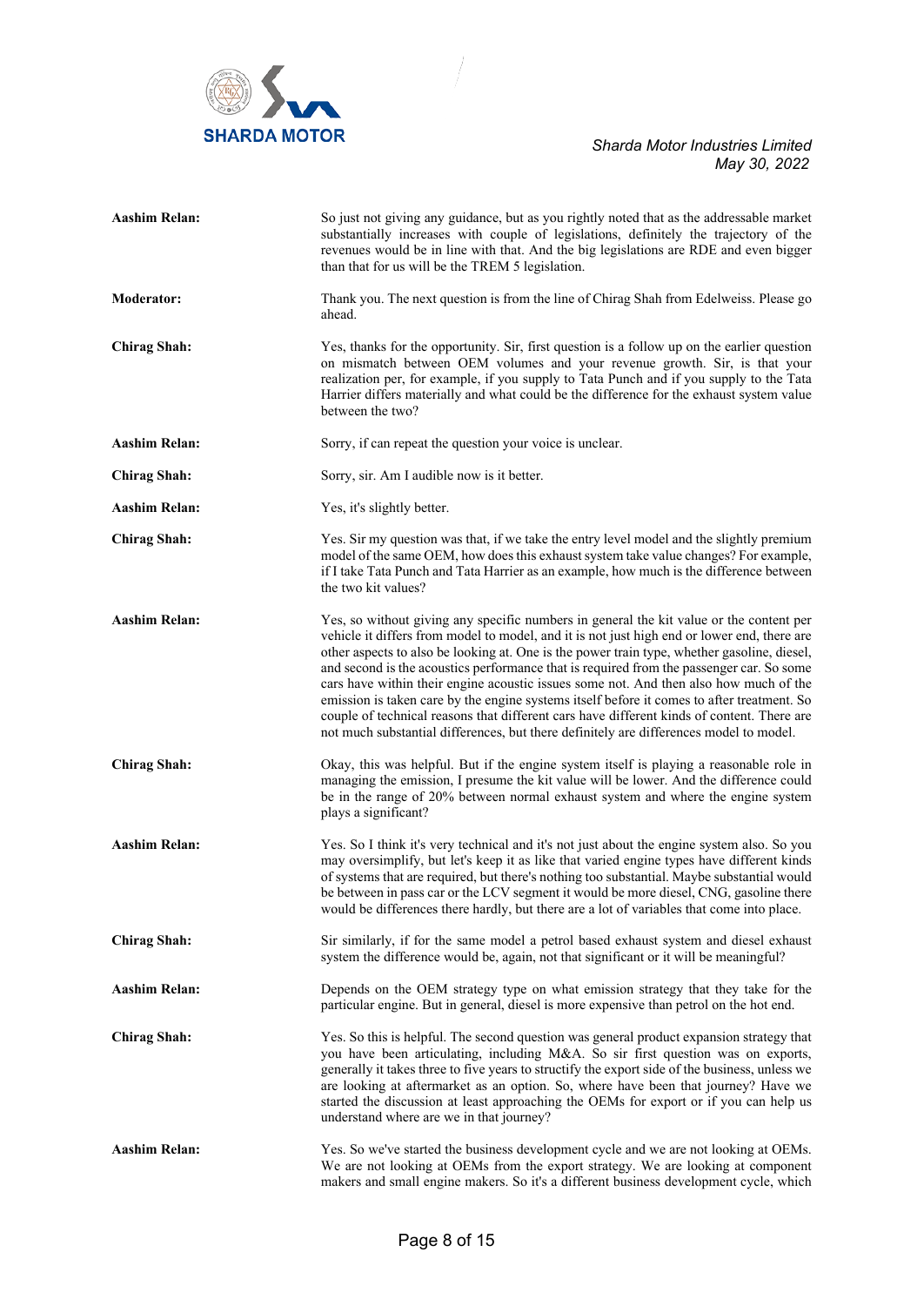**Aashim Relan:** So just not giving any guidance, but as you rightly noted that as the addressable market substantially increases with couple of legislations, definitely the trajectory of the revenues would be in line with that. And the big legislations are RDE and even bigger than that for us will be the TREM 5 legislation.

**Moderator:** Thank you. The next question is from the line of Chirag Shah from Edelweiss. Please go ahead.

**Chirag Shah:** Yes, thanks for the opportunity. Sir, first question is a follow up on the earlier question on mismatch between OEM volumes and your revenue growth. Sir, is that your realization per, for example, if you supply to Tata Punch and if you supply to the Tata Harrier differs materially and what could be the difference for the exhaust system value between the two?

**Aashim Relan:** Sorry, if can repeat the question your voice is unclear.

**Chirag Shah:** Sorry, sir. Am I audible now is it better.

**Aashim Relan:** Yes, it's slightly better.

**Chirag Shah:** Yes. Sir my question was that, if we take the entry level model and the slightly premium model of the same OEM, how does this exhaust system take value changes? For example, if I take Tata Punch and Tata Harrier as an example, how much is the difference between the two kit values?

**Aashim Relan:** Yes, so without giving any specific numbers in general the kit value or the content per vehicle it differs from model to model, and it is not just high end or lower end, there are other aspects to also be looking at. One is the power train type, whether gasoline, diesel, and second is the acoustics performance that is required from the passenger car. So some cars have within their engine acoustic issues some not. And then also how much of the emission is taken care by the engine systems itself before it comes to after treatment. So couple of technical reasons that different cars have different kinds of content. There are not much substantial differences, but there definitely are differences model to model.

**Chirag Shah:** Okay, this was helpful. But if the engine system itself is playing a reasonable role in managing the emission, I presume the kit value will be lower. And the difference could be in the range of 20% between normal exhaust system and where the engine system plays a significant?

**Aashim Relan:** Yes. So I think it's very technical and it's not just about the engine system also. So you may oversimplify, but let's keep it as like that varied engine types have different kinds of systems that are required, but there's nothing too substantial. Maybe substantial would be between in pass car or the LCV segment it would be more diesel, CNG, gasoline there would be differences there hardly, but there are a lot of variables that come into place.

**Chirag Shah:** Sir similarly, if for the same model a petrol based exhaust system and diesel exhaust system the difference would be, again, not that significant or it will be meaningful?

**Aashim Relan:** Depends on the OEM strategy type on what emission strategy that they take for the particular engine. But in general, diesel is more expensive than petrol on the hot end.

**Chirag Shah:** Yes. So this is helpful. The second question was general product expansion strategy that you have been articulating, including M&A. So sir first question was on exports, generally it takes three to five years to structify the export side of the business, unless we are looking at aftermarket as an option. So, where have been that journey? Have we started the discussion at least approaching the OEMs for export or if you can help us understand where are we in that journey?

**Aashim Relan:** Yes. So we've started the business development cycle and we are not looking at OEMs. We are not looking at OEMs from the export strategy. We are looking at component makers and small engine makers. So it's a different business development cycle, which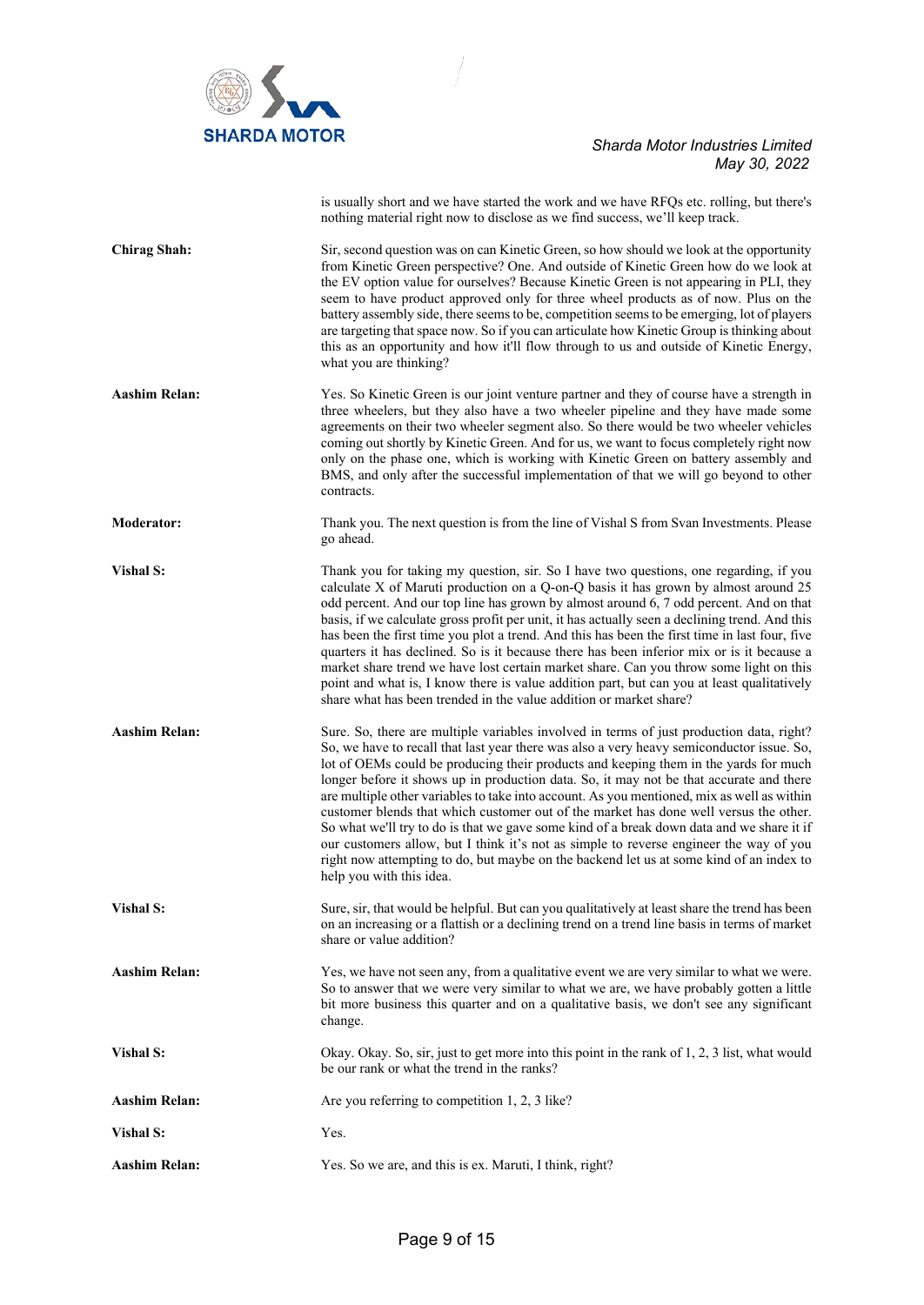is usually short and we have started the work and we have RFQs etc. rolling, but there's nothing material right now to disclose as we find success, we'll keep track.

**Chirag Shah:** Sir, second question was on can Kinetic Green, so how should we look at the opportunity from Kinetic Green perspective? One. And outside of Kinetic Green how do we look at the EV option value for ourselves? Because Kinetic Green is not appearing in PLI, they seem to have product approved only for three wheel products as of now. Plus on the battery assembly side, there seems to be, competition seems to be emerging, lot of players are targeting that space now. So if you can articulate how Kinetic Group is thinking about this as an opportunity and how it'll flow through to us and outside of Kinetic Energy, what you are thinking?

**Aashim Relan:** Yes. So Kinetic Green is our joint venture partner and they of course have a strength in three wheelers, but they also have a two wheeler pipeline and they have made some agreements on their two wheeler segment also. So there would be two wheeler vehicles coming out shortly by Kinetic Green. And for us, we want to focus completely right now only on the phase one, which is working with Kinetic Green on battery assembly and BMS, and only after the successful implementation of that we will go beyond to other contracts.

**Moderator:** Thank you. The next question is from the line of Vishal S from Svan Investments. Please go ahead.

**Vishal S:** Thank you for taking my question, sir. So I have two questions, one regarding, if you calculate X of Maruti production on a Q-on-Q basis it has grown by almost around 25 odd percent. And our top line has grown by almost around 6, 7 odd percent. And on that basis, if we calculate gross profit per unit, it has actually seen a declining trend. And this has been the first time you plot a trend. And this has been the first time in last four, five quarters it has declined. So is it because there has been inferior mix or is it because a market share trend we have lost certain market share. Can you throw some light on this point and what is, I know there is value addition part, but can you at least qualitatively share what has been trended in the value addition or market share?

**Aashim Relan:** Sure. So, there are multiple variables involved in terms of just production data, right? So, we have to recall that last year there was also a very heavy semiconductor issue. So, lot of OEMs could be producing their products and keeping them in the yards for much longer before it shows up in production data. So, it may not be that accurate and there are multiple other variables to take into account. As you mentioned, mix as well as within customer blends that which customer out of the market has done well versus the other. So what we'll try to do is that we gave some kind of a break down data and we share it if our customers allow, but I think it's not as simple to reverse engineer the way of you right now attempting to do, but maybe on the backend let us at some kind of an index to help you with this idea.

**Vishal S:** Sure, sir, that would be helpful. But can you qualitatively at least share the trend has been on an increasing or a flattish or a declining trend on a trend line basis in terms of market share or value addition?

**Aashim Relan:** Yes, we have not seen any, from a qualitative event we are very similar to what we were. So to answer that we were very similar to what we are, we have probably gotten a little bit more business this quarter and on a qualitative basis, we don't see any significant change.

**Vishal S:** Okay. Okay. So, sir, just to get more into this point in the rank of 1, 2, 3 list, what would be our rank or what the trend in the ranks?

**Aashim Relan:** Are you referring to competition 1, 2, 3 like?

**Vishal S:** Yes.

**Aashim Relan:** Yes. So we are, and this is ex. Maruti, I think, right?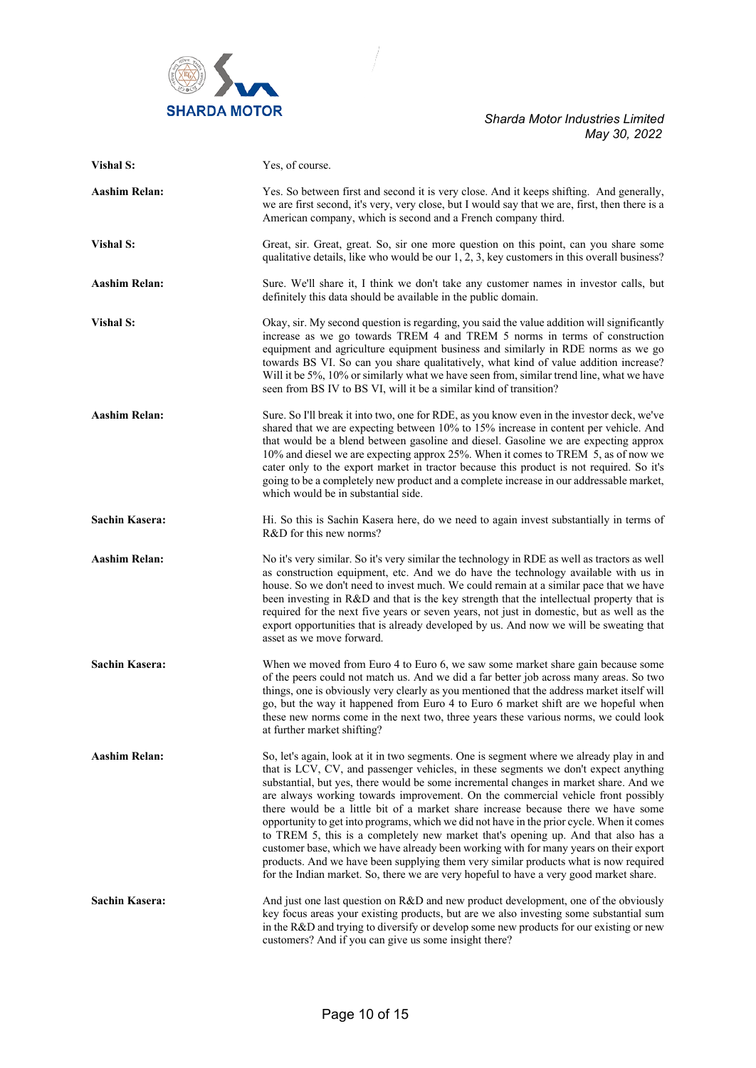**Vishal S:** Yes, of course.

**Aashim Relan:** Yes. So between first and second it is very close. And it keeps shifting. And generally, we are first second, it's very, very close, but I would say that we are, first, then there is a American company, which is second and a French company third.

**Vishal S:** Great, sir. Great, great. So, sir one more question on this point, can you share some qualitative details, like who would be our 1, 2, 3, key customers in this overall business?

**Aashim Relan:** Sure. We'll share it, I think we don't take any customer names in investor calls, but definitely this data should be available in the public domain.

**Vishal S:** Okay, sir. My second question is regarding, you said the value addition will significantly increase as we go towards TREM 4 and TREM 5 norms in terms of construction equipment and agriculture equipment business and similarly in RDE norms as we go towards BS VI. So can you share qualitatively, what kind of value addition increase? Will it be 5%, 10% or similarly what we have seen from, similar trend line, what we have seen from BS IV to BS VI, will it be a similar kind of transition?

**Aashim Relan:** Sure. So I'll break it into two, one for RDE, as you know even in the investor deck, we've shared that we are expecting between 10% to 15% increase in content per vehicle. And that would be a blend between gasoline and diesel. Gasoline we are expecting approx 10% and diesel we are expecting approx 25%. When it comes to TREM 5, as of now we cater only to the export market in tractor because this product is not required. So it's going to be a completely new product and a complete increase in our addressable market, which would be in substantial side.

**Sachin Kasera:** Hi. So this is Sachin Kasera here, do we need to again invest substantially in terms of R&D for this new norms?

**Aashim Relan:** No it's very similar. So it's very similar the technology in RDE as well as tractors as well as construction equipment, etc. And we do have the technology available with us in house. So we don't need to invest much. We could remain at a similar pace that we have been investing in R&D and that is the key strength that the intellectual property that is required for the next five years or seven years, not just in domestic, but as well as the export opportunities that is already developed by us. And now we will be sweating that asset as we move forward.

**Sachin Kasera:** When we moved from Euro 4 to Euro 6, we saw some market share gain because some of the peers could not match us. And we did a far better job across many areas. So two things, one is obviously very clearly as you mentioned that the address market itself will go, but the way it happened from Euro 4 to Euro 6 market shift are we hopeful when these new norms come in the next two, three years these various norms, we could look at further market shifting?

**Aashim Relan:** So, let's again, look at it in two segments. One is segment where we already play in and that is LCV, CV, and passenger vehicles, in these segments we don't expect anything substantial, but yes, there would be some incremental changes in market share. And we are always working towards improvement. On the commercial vehicle front possibly there would be a little bit of a market share increase because there we have some opportunity to get into programs, which we did not have in the prior cycle. When it comes to TREM 5, this is a completely new market that's opening up. And that also has a customer base, which we have already been working with for many years on their export products. And we have been supplying them very similar products what is now required for the Indian market. So, there we are very hopeful to have a very good market share.

**Sachin Kasera:** And just one last question on R&D and new product development, one of the obviously key focus areas your existing products, but are we also investing some substantial sum in the R&D and trying to diversify or develop some new products for our existing or new customers? And if you can give us some insight there?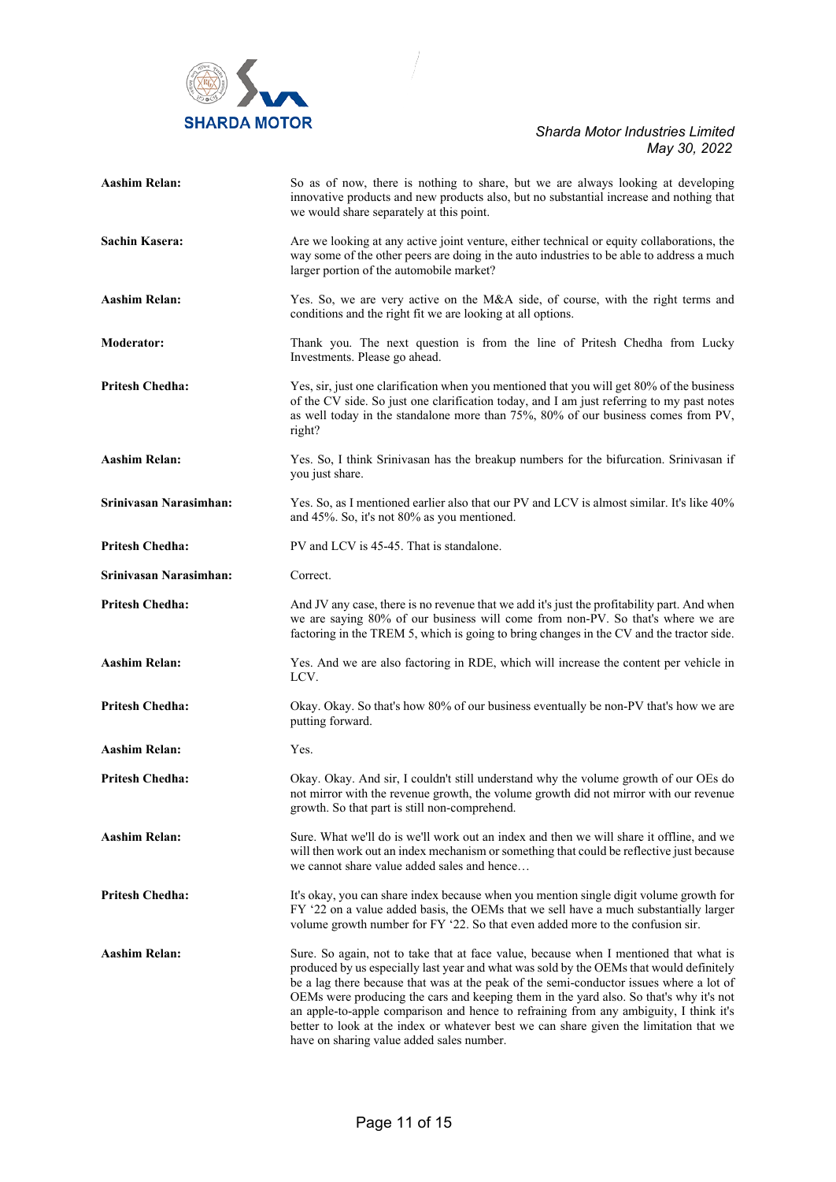**Aashim Relan:** So as of now, there is nothing to share, but we are always looking at developing innovative products and new products also, but no substantial increase and nothing that we would share separately at this point.

**Sachin Kasera:** Are we looking at any active joint venture, either technical or equity collaborations, the way some of the other peers are doing in the auto industries to be able to address a much larger portion of the automobile market?

**Aashim Relan:** Yes. So, we are very active on the M&A side, of course, with the right terms and conditions and the right fit we are looking at all options.

**Moderator:** Thank you. The next question is from the line of Pritesh Chedha from Lucky Investments. Please go ahead.

**Pritesh Chedha:** Yes, sir, just one clarification when you mentioned that you will get 80% of the business of the CV side. So just one clarification today, and I am just referring to my past notes as well today in the standalone more than 75%, 80% of our business comes from PV, right?

**Aashim Relan:** Yes. So, I think Srinivasan has the breakup numbers for the bifurcation. Srinivasan if you just share.

**Srinivasan Narasimhan:** Yes. So, as I mentioned earlier also that our PV and LCV is almost similar. It's like 40% and 45%. So, it's not 80% as you mentioned.

**Pritesh Chedha:** PV and LCV is 45-45. That is standalone.

**Srinivasan Narasimhan:** Correct.

**Pritesh Chedha:** And JV any case, there is no revenue that we add it's just the profitability part. And when we are saying 80% of our business will come from non-PV. So that's where we are factoring in the TREM 5, which is going to bring changes in the CV and the tractor side.

**Aashim Relan:** Yes. And we are also factoring in RDE, which will increase the content per vehicle in LCV.

**Pritesh Chedha:** Okay. Okay. So that's how 80% of our business eventually be non-PV that's how we are putting forward.

**Aashim Relan:** Yes.

**Pritesh Chedha:** Okay. Okay. And sir, I couldn't still understand why the volume growth of our OEs do not mirror with the revenue growth, the volume growth did not mirror with our revenue growth. So that part is still non-comprehend.

**Aashim Relan:** Sure. What we'll do is we'll work out an index and then we will share it offline, and we will then work out an index mechanism or something that could be reflective just because we cannot share value added sales and hence…

**Pritesh Chedha:** It's okay, you can share index because when you mention single digit volume growth for FY '22 on a value added basis, the OEMs that we sell have a much substantially larger volume growth number for FY '22. So that even added more to the confusion sir.

**Aashim Relan:** Sure. So again, not to take that at face value, because when I mentioned that what is produced by us especially last year and what was sold by the OEMs that would definitely be a lag there because that was at the peak of the semi-conductor issues where a lot of OEMs were producing the cars and keeping them in the yard also. So that's why it's not an apple-to-apple comparison and hence to refraining from any ambiguity, I think it's better to look at the index or whatever best we can share given the limitation that we have on sharing value added sales number.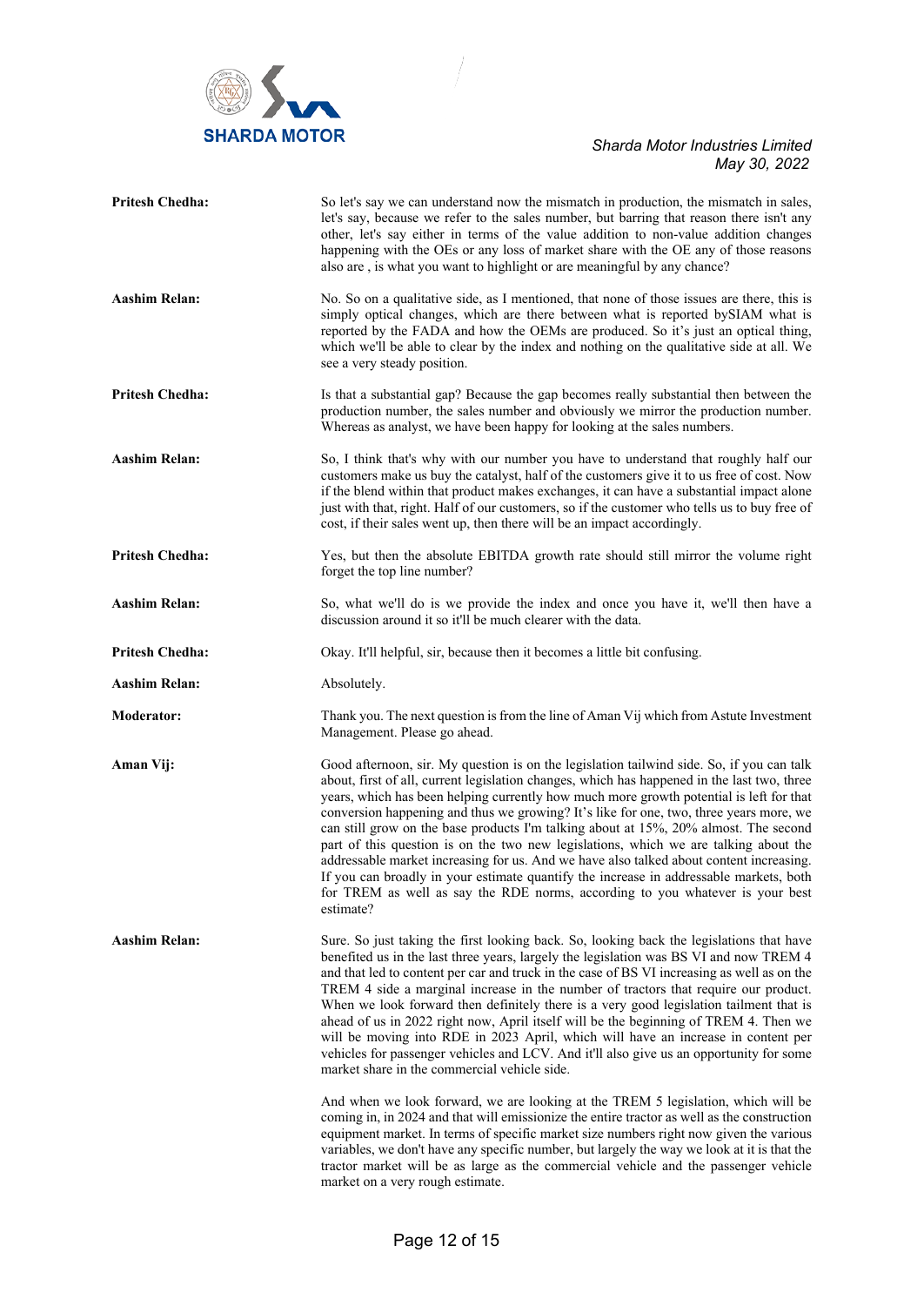**Pritesh Chedha:** So let's say we can understand now the mismatch in production, the mismatch in sales, let's say, because we refer to the sales number, but barring that reason there isn't any other, let's say either in terms of the value addition to non-value addition changes happening with the OEs or any loss of market share with the OE any of those reasons also are , is what you want to highlight or are meaningful by any chance?

**Aashim Relan:** No. So on a qualitative side, as I mentioned, that none of those issues are there, this is simply optical changes, which are there between what is reported bySIAM what is reported by the FADA and how the OEMs are produced. So it's just an optical thing, which we'll be able to clear by the index and nothing on the qualitative side at all. We see a very steady position.

**Pritesh Chedha:** Is that a substantial gap? Because the gap becomes really substantial then between the production number, the sales number and obviously we mirror the production number. Whereas as analyst, we have been happy for looking at the sales numbers.

**Aashim Relan:** So, I think that's why with our number you have to understand that roughly half our customers make us buy the catalyst, half of the customers give it to us free of cost. Now if the blend within that product makes exchanges, it can have a substantial impact alone just with that, right. Half of our customers, so if the customer who tells us to buy free of cost, if their sales went up, then there will be an impact accordingly.

**Pritesh Chedha:** Yes, but then the absolute EBITDA growth rate should still mirror the volume right forget the top line number?

**Aashim Relan:** So, what we'll do is we provide the index and once you have it, we'll then have a discussion around it so it'll be much clearer with the data.

**Pritesh Chedha:** Okay. It'll helpful, sir, because then it becomes a little bit confusing.

**Aashim Relan:** Absolutely.

**Moderator:** Thank you. The next question is from the line of Aman Vij which from Astute Investment Management. Please go ahead.

**Aman Vij:** Good afternoon, sir. My question is on the legislation tailwind side. So, if you can talk about, first of all, current legislation changes, which has happened in the last two, three years, which has been helping currently how much more growth potential is left for that conversion happening and thus we growing? It's like for one, two, three years more, we can still grow on the base products I'm talking about at 15%, 20% almost. The second part of this question is on the two new legislations, which we are talking about the addressable market increasing for us. And we have also talked about content increasing. If you can broadly in your estimate quantify the increase in addressable markets, both for TREM as well as say the RDE norms, according to you whatever is your best estimate?

**Aashim Relan:** Sure. So just taking the first looking back. So, looking back the legislations that have benefited us in the last three years, largely the legislation was BS VI and now TREM 4 and that led to content per car and truck in the case of BS VI increasing as well as on the TREM 4 side a marginal increase in the number of tractors that require our product. When we look forward then definitely there is a very good legislation tailment that is ahead of us in 2022 right now, April itself will be the beginning of TREM 4. Then we will be moving into RDE in 2023 April, which will have an increase in content per vehicles for passenger vehicles and LCV. And it'll also give us an opportunity for some market share in the commercial vehicle side.

And when we look forward, we are looking at the TREM 5 legislation, which will be coming in, in 2024 and that will emissionize the entire tractor as well as the construction equipment market. In terms of specific market size numbers right now given the various variables, we don't have any specific number, but largely the way we look at it is that the tractor market will be as large as the commercial vehicle and the passenger vehicle market on a very rough estimate.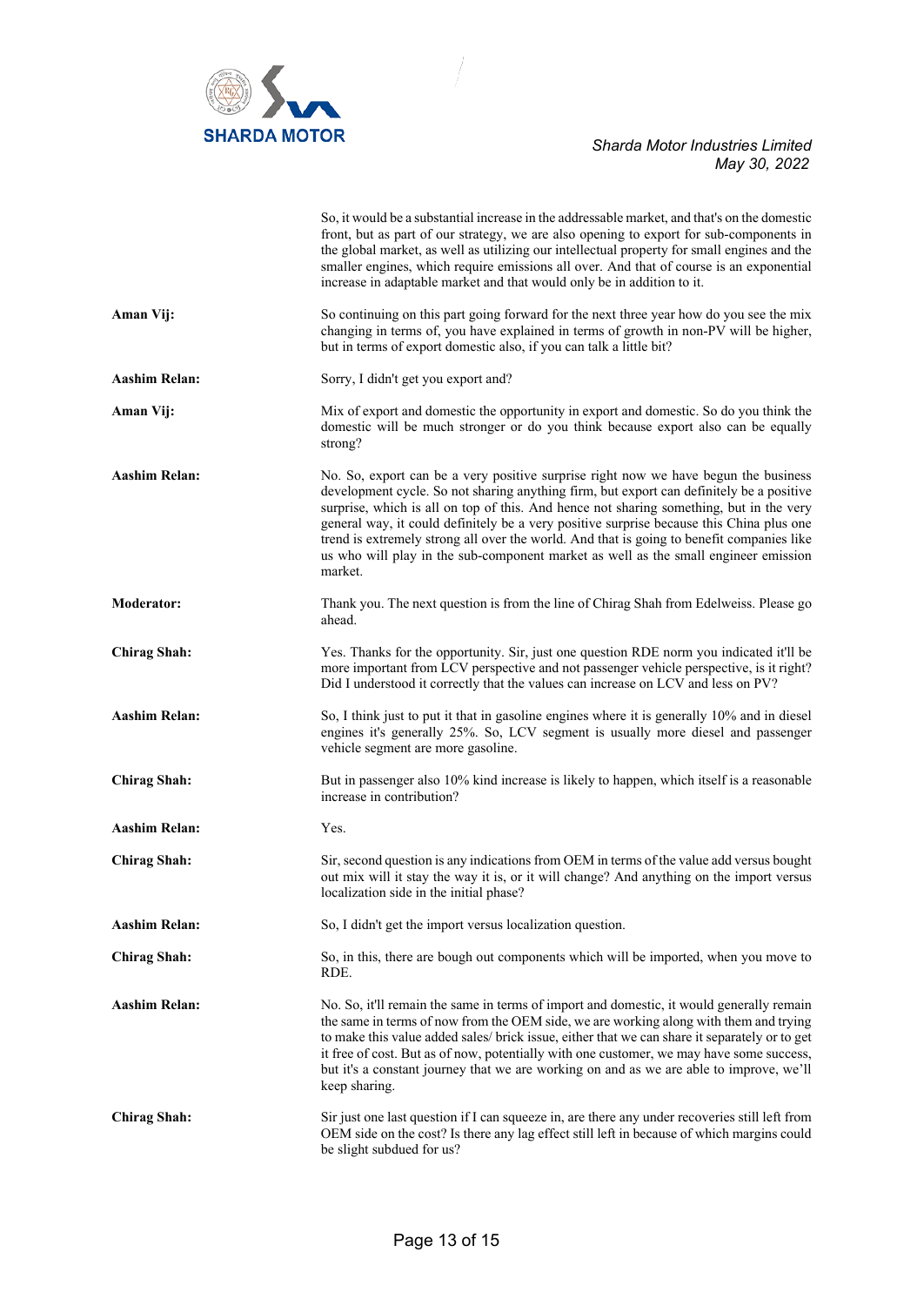So, it would be a substantial increase in the addressable market, and that's on the domestic front, but as part of our strategy, we are also opening to export for sub-components in the global market, as well as utilizing our intellectual property for small engines and the smaller engines, which require emissions all over. And that of course is an exponential increase in adaptable market and that would only be in addition to it.

**Aman Vij:** So continuing on this part going forward for the next three year how do you see the mix changing in terms of, you have explained in terms of growth in non-PV will be higher, but in terms of export domestic also, if you can talk a little bit?

**Aashim Relan:** Sorry, I didn't get you export and?

**Aman Vij:** Mix of export and domestic the opportunity in export and domestic. So do you think the domestic will be much stronger or do you think because export also can be equally strong?

**Aashim Relan:** No. So, export can be a very positive surprise right now we have begun the business development cycle. So not sharing anything firm, but export can definitely be a positive surprise, which is all on top of this. And hence not sharing something, but in the very general way, it could definitely be a very positive surprise because this China plus one trend is extremely strong all over the world. And that is going to benefit companies like us who will play in the sub-component market as well as the small engineer emission market.

**Moderator:** Thank you. The next question is from the line of Chirag Shah from Edelweiss. Please go ahead.

**Chirag Shah:** Yes. Thanks for the opportunity. Sir, just one question RDE norm you indicated it'll be more important from LCV perspective and not passenger vehicle perspective, is it right? Did I understood it correctly that the values can increase on LCV and less on PV?

**Aashim Relan:** So, I think just to put it that in gasoline engines where it is generally 10% and in diesel engines it's generally 25%. So, LCV segment is usually more diesel and passenger vehicle segment are more gasoline.

**Chirag Shah:** But in passenger also 10% kind increase is likely to happen, which itself is a reasonable increase in contribution?

**Aashim Relan:** Yes.

**Chirag Shah:** Sir, second question is any indications from OEM in terms of the value add versus bought out mix will it stay the way it is, or it will change? And anything on the import versus localization side in the initial phase?

**Aashim Relan:** So, I didn't get the import versus localization question.

**Chirag Shah:** So, in this, there are bough out components which will be imported, when you move to RDE.

**Aashim Relan:** No. So, it'll remain the same in terms of import and domestic, it would generally remain the same in terms of now from the OEM side, we are working along with them and trying to make this value added sales/ brick issue, either that we can share it separately or to get it free of cost. But as of now, potentially with one customer, we may have some success, but it's a constant journey that we are working on and as we are able to improve, we'll keep sharing.

**Chirag Shah:** Sir just one last question if I can squeeze in, are there any under recoveries still left from OEM side on the cost? Is there any lag effect still left in because of which margins could be slight subdued for us?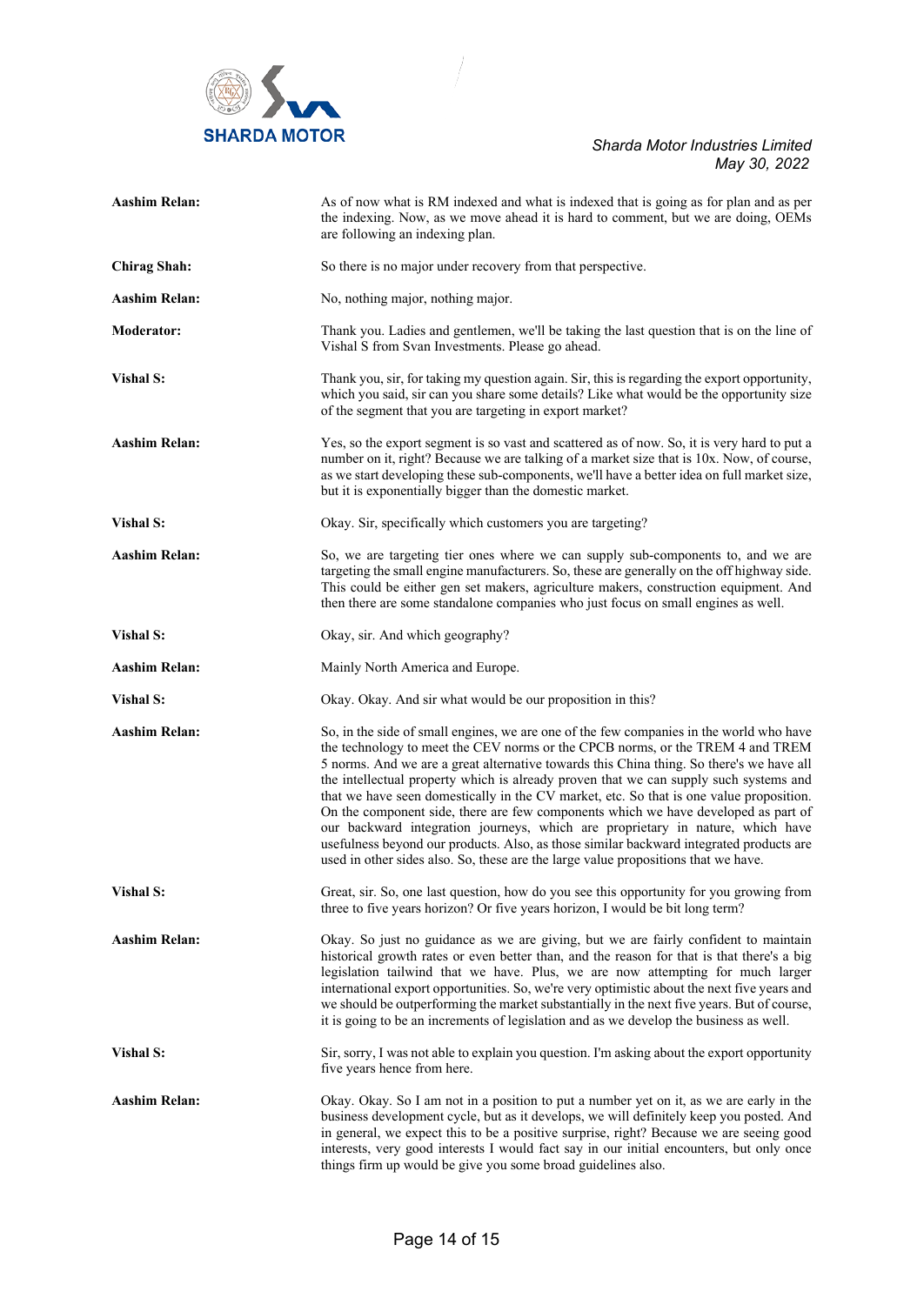**Aashim Relan:** As of now what is RM indexed and what is indexed that is going as for plan and as per the indexing. Now, as we move ahead it is hard to comment, but we are doing, OEMs are following an indexing plan.

**Chirag Shah:** So there is no major under recovery from that perspective.

**Aashim Relan:** No, nothing major, nothing major.

**Moderator:** Thank you. Ladies and gentlemen, we'll be taking the last question that is on the line of Vishal S from Svan Investments. Please go ahead.

**Vishal S:** Thank you, sir, for taking my question again. Sir, this is regarding the export opportunity, which you said, sir can you share some details? Like what would be the opportunity size of the segment that you are targeting in export market?

**Aashim Relan:** Yes, so the export segment is so vast and scattered as of now. So, it is very hard to put a number on it, right? Because we are talking of a market size that is 10x. Now, of course, as we start developing these sub-components, we'll have a better idea on full market size, but it is exponentially bigger than the domestic market.

**Vishal S:** Okay. Sir, specifically which customers you are targeting?

**Aashim Relan:** So, we are targeting tier ones where we can supply sub-components to, and we are targeting the small engine manufacturers. So, these are generally on the off highway side. This could be either gen set makers, agriculture makers, construction equipment. And then there are some standalone companies who just focus on small engines as well.

**Vishal S:** Okay, sir. And which geography?

**Aashim Relan:** Mainly North America and Europe.

**Vishal S:** Okay. Okay. And sir what would be our proposition in this?

**Aashim Relan:** So, in the side of small engines, we are one of the few companies in the world who have the technology to meet the CEV norms or the CPCB norms, or the TREM 4 and TREM 5 norms. And we are a great alternative towards this China thing. So there's we have all the intellectual property which is already proven that we can supply such systems and that we have seen domestically in the CV market, etc. So that is one value proposition. On the component side, there are few components which we have developed as part of our backward integration journeys, which are proprietary in nature, which have usefulness beyond our products. Also, as those similar backward integrated products are used in other sides also. So, these are the large value propositions that we have.

**Vishal S:** Great, sir. So, one last question, how do you see this opportunity for you growing from three to five years horizon? Or five years horizon, I would be bit long term?

**Aashim Relan:** Okay. So just no guidance as we are giving, but we are fairly confident to maintain historical growth rates or even better than, and the reason for that is that there's a big legislation tailwind that we have. Plus, we are now attempting for much larger international export opportunities. So, we're very optimistic about the next five years and we should be outperforming the market substantially in the next five years. But of course, it is going to be an increments of legislation and as we develop the business as well.

**Vishal S:** Sir, sorry, I was not able to explain you question. I'm asking about the export opportunity five years hence from here.

**Aashim Relan:** Okay. Okay. So I am not in a position to put a number yet on it, as we are early in the business development cycle, but as it develops, we will definitely keep you posted. And in general, we expect this to be a positive surprise, right? Because we are seeing good interests, very good interests I would fact say in our initial encounters, but only once things firm up would be give you some broad guidelines also.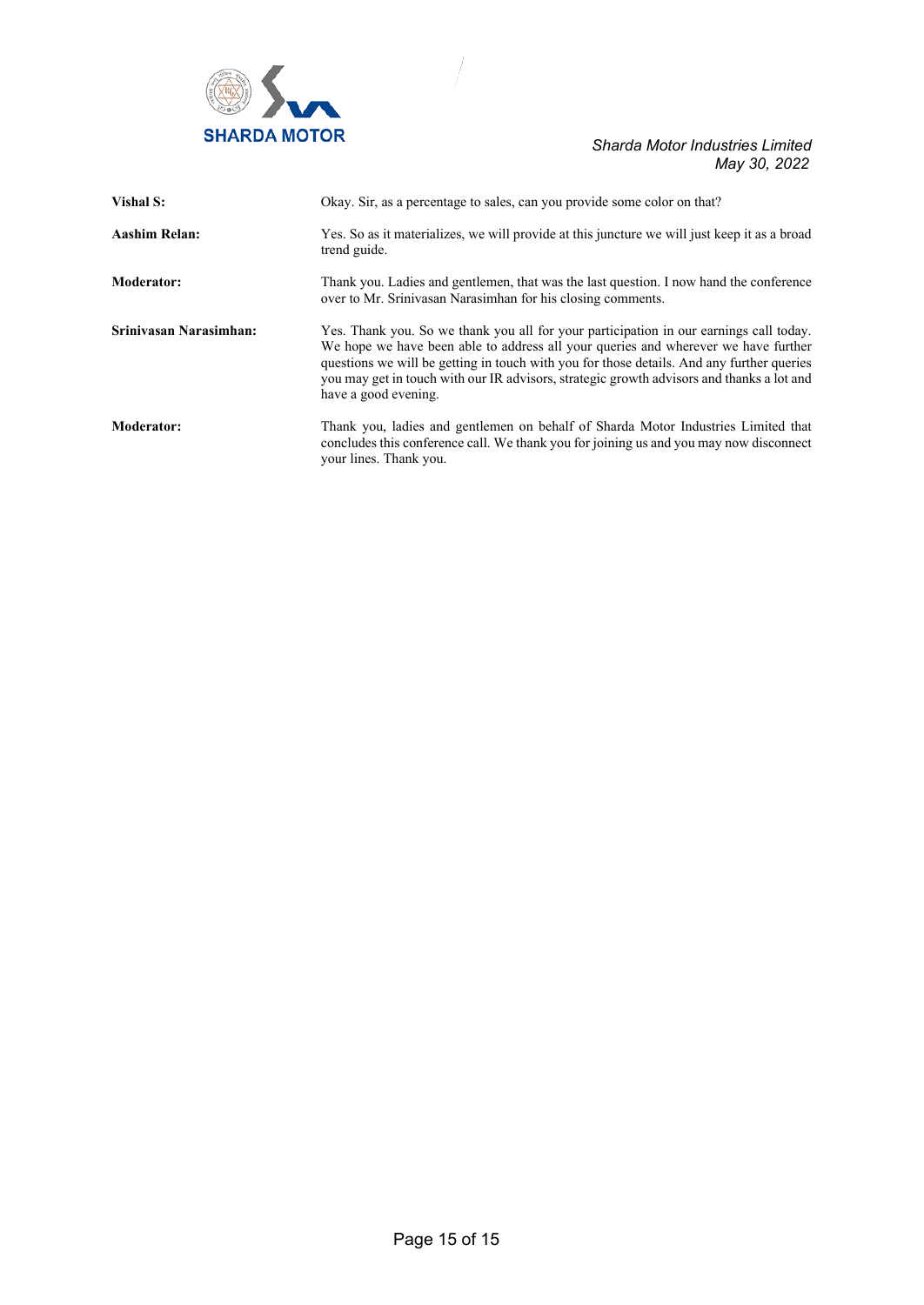**Vishal S:** Okay. Sir, as a percentage to sales, can you provide some color on that?

**Aashim Relan:** Yes. So as it materializes, we will provide at this juncture we will just keep it as a broad trend guide.

**Moderator:** Thank you. Ladies and gentlemen, that was the last question. I now hand the conference over to Mr. Srinivasan Narasimhan for his closing comments.

**Srinivasan Narasimhan:** Yes. Thank you. So we thank you all for your participation in our earnings call today. We hope we have been able to address all your queries and wherever we have further questions we will be getting in touch with you for those details. And any further queries you may get in touch with our IR advisors, strategic growth advisors and thanks a lot and have a good evening.

**Moderator:** Thank you, ladies and gentlemen on behalf of Sharda Motor Industries Limited that concludes this conference call. We thank you for joining us and you may now disconnect your lines. Thank you.